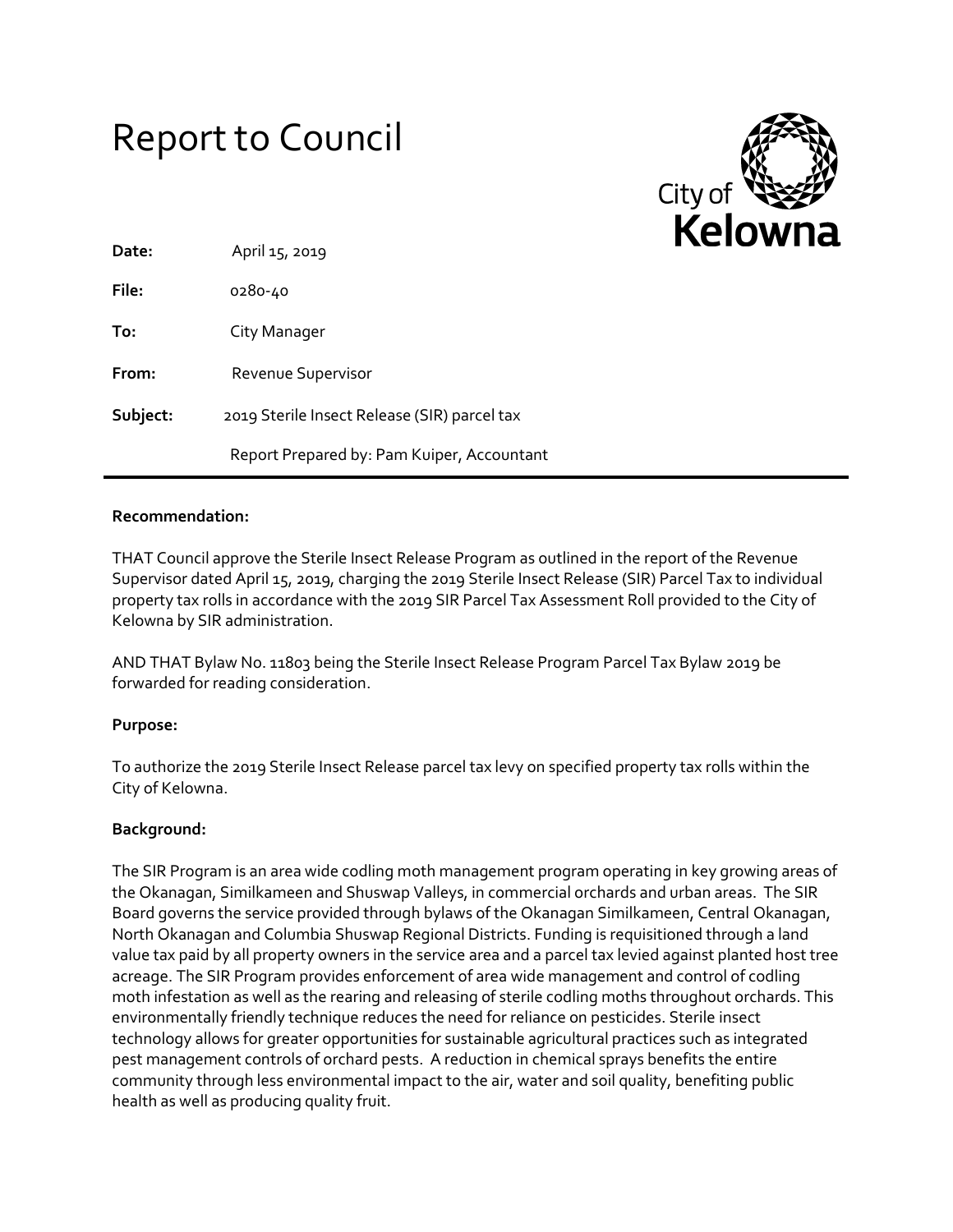# Report to Council

City of Kelowna

**Date:** April 15, 2019

**File:** 0280-40

**To:** City Manager

**From:** Revenue Supervisor

**Subject:** 2019 Sterile Insect Release (SIR) parcel tax

Report Prepared by: Pam Kuiper, Accountant

---

**Recommendation:**

THAT Council approve the Sterile Insect Release Program as outlined in the report of the Revenue Supervisor dated April 15, 2019, charging the 2019 Sterile Insect Release (SIR) Parcel Tax to individual property tax rolls in accordance with the 2019 SIR Parcel Tax Assessment Roll provided to the City of Kelowna by SIR administration.

AND THAT Bylaw No. 11803 being the Sterile Insect Release Program Parcel Tax Bylaw 2019 be forwarded for reading consideration.

**Purpose:**

To authorize the 2019 Sterile Insect Release parcel tax levy on specified property tax rolls within the City of Kelowna.

**Background:**

The SIR Program is an area wide codling moth management program operating in key growing areas of the Okanagan, Similkameen and Shuswap Valleys, in commercial orchards and urban areas. The SIR Board governs the service provided through bylaws of the Okanagan Similkameen, Central Okanagan, North Okanagan and Columbia Shuswap Regional Districts. Funding is requisitioned through a land value tax paid by all property owners in the service area and a parcel tax levied against planted host tree acreage. The SIR Program provides enforcement of area wide management and control of codling moth infestation as well as the rearing and releasing of sterile codling moths throughout orchards. This environmentally friendly technique reduces the need for reliance on pesticides. Sterile insect technology allows for greater opportunities for sustainable agricultural practices such as integrated pest management controls of orchard pests. A reduction in chemical sprays benefits the entire community through less environmental impact to the air, water and soil quality, benefiting public health as well as producing quality fruit.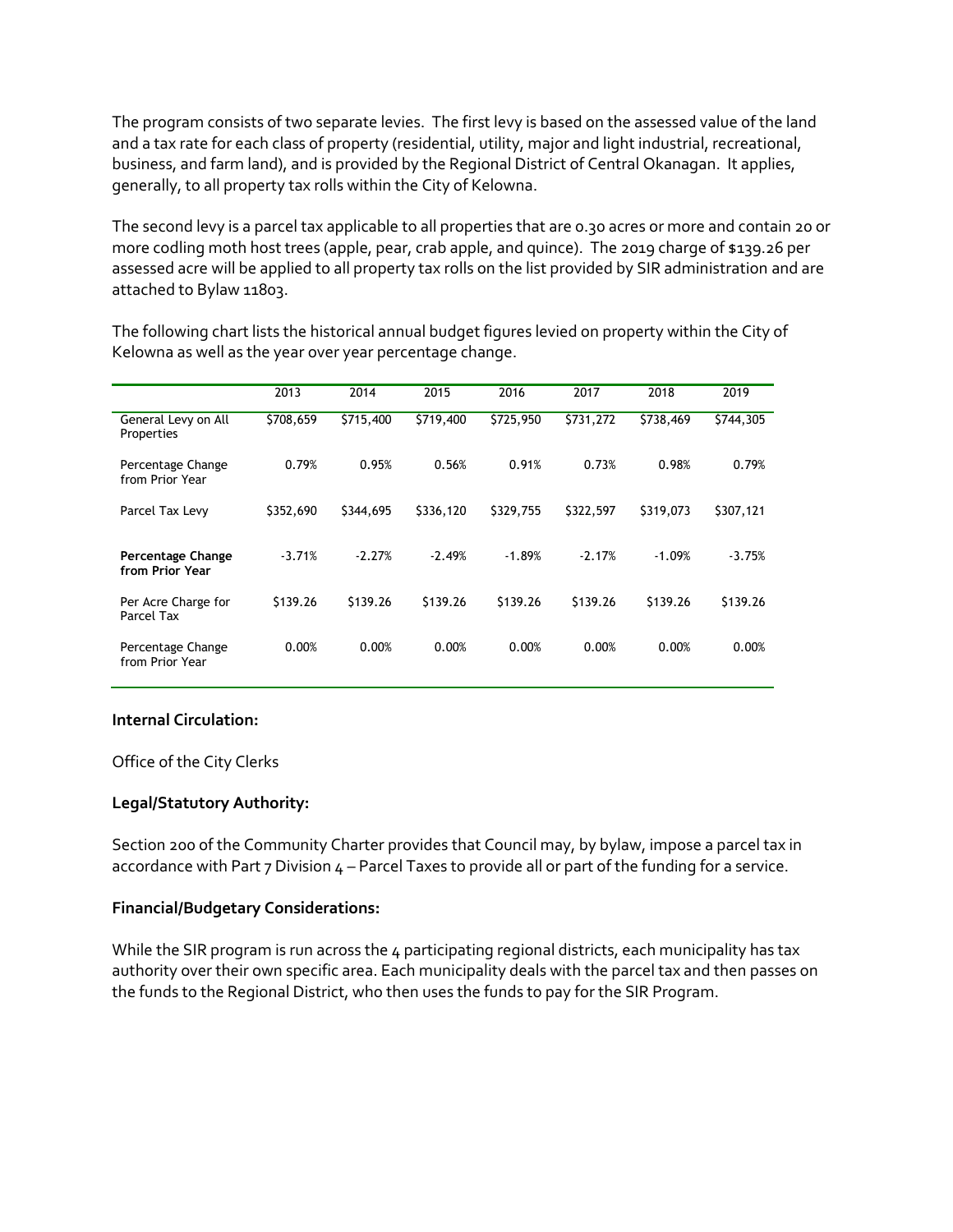The program consists of two separate levies. The first levy is based on the assessed value of the land and a tax rate for each class of property (residential, utility, major and light industrial, recreational, business, and farm land), and is provided by the Regional District of Central Okanagan. It applies, generally, to all property tax rolls within the City of Kelowna.

The second levy is a parcel tax applicable to all properties that are 0.30 acres or more and contain 20 or more codling moth host trees (apple, pear, crab apple, and quince). The 2019 charge of $139.26 per assessed acre will be applied to all property tax rolls on the list provided by SIR administration and are attached to Bylaw 11803.

The following chart lists the historical annual budget figures levied on property within the City of Kelowna as well as the year over year percentage change.

| | 2013 | 2014 | 2015 | 2016 | 2017 | 2018 | 2019 |
|---|---|---|---|---|---|---|---|
| General Levy on All Properties | $708,659 | $715,400 | $719,400 | $725,950 | $731,272 | $738,469 | $744,305 |
| Percentage Change from Prior Year | 0.79% | 0.95% | 0.56% | 0.91% | 0.73% | 0.98% | 0.79% |
| Parcel Tax Levy | $352,690 | $344,695 | $336,120 | $329,755 | $322,597 | $319,073 | $307,121 |
| **Percentage Change from Prior Year** | -3.71% | -2.27% | -2.49% | -1.89% | -2.17% | -1.09% | -3.75% |
| Per Acre Charge for Parcel Tax | $139.26 | $139.26 | $139.26 | $139.26 | $139.26 | $139.26 | $139.26 |
| Percentage Change from Prior Year | 0.00% | 0.00% | 0.00% | 0.00% | 0.00% | 0.00% | 0.00% |

**Internal Circulation:**

Office of the City Clerks

**Legal/Statutory Authority:**

Section 200 of the Community Charter provides that Council may, by bylaw, impose a parcel tax in accordance with Part 7 Division 4 – Parcel Taxes to provide all or part of the funding for a service.

**Financial/Budgetary Considerations:**

While the SIR program is run across the 4 participating regional districts, each municipality has tax authority over their own specific area. Each municipality deals with the parcel tax and then passes on the funds to the Regional District, who then uses the funds to pay for the SIR Program.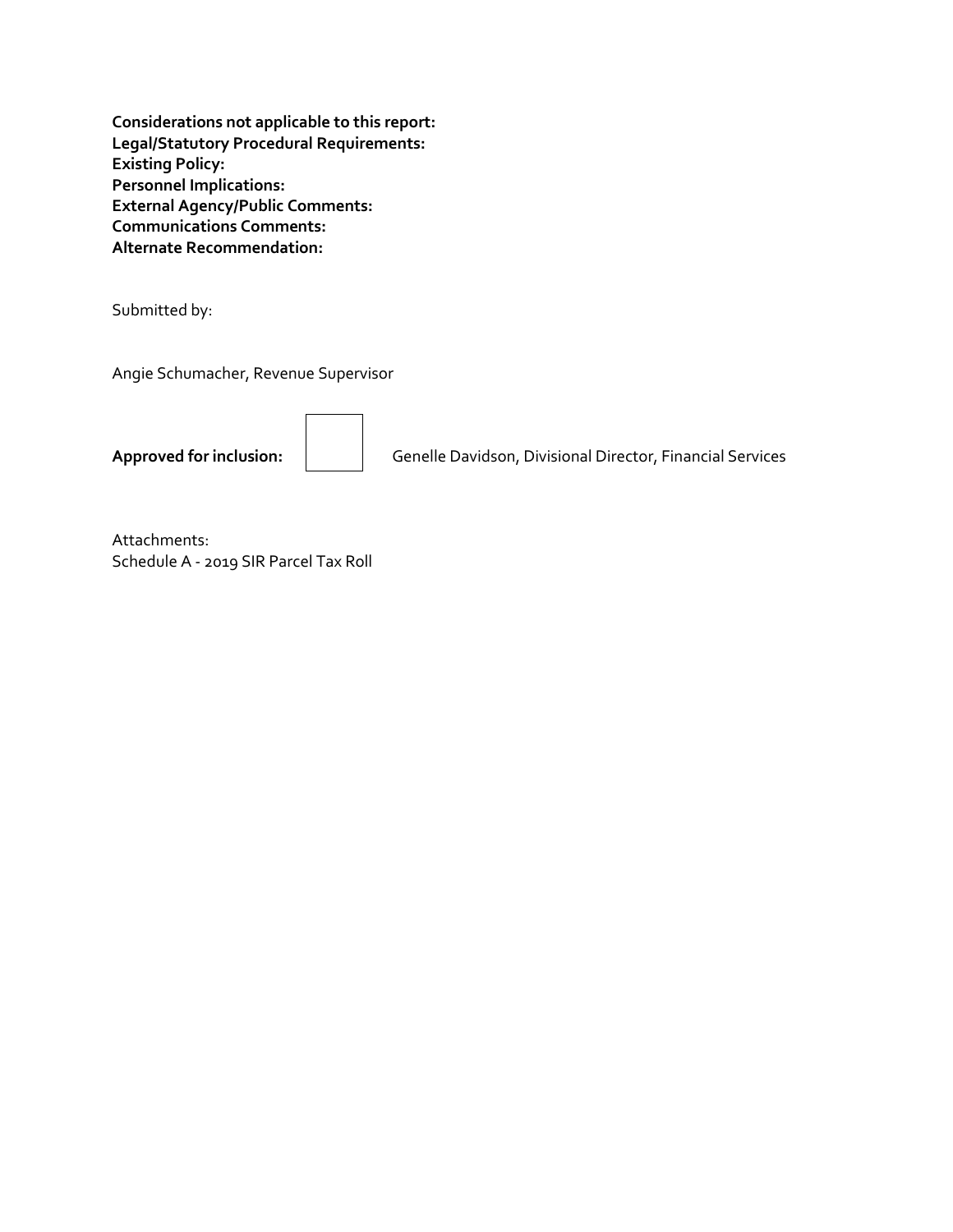**Considerations not applicable to this report:**
**Legal/Statutory Procedural Requirements:**
**Existing Policy:**
**Personnel Implications:**
**External Agency/Public Comments:**
**Communications Comments:**
**Alternate Recommendation:**

Submitted by:

Angie Schumacher, Revenue Supervisor

**Approved for inclusion:** Genelle Davidson, Divisional Director, Financial Services

Attachments:
Schedule A - 2019 SIR Parcel Tax Roll